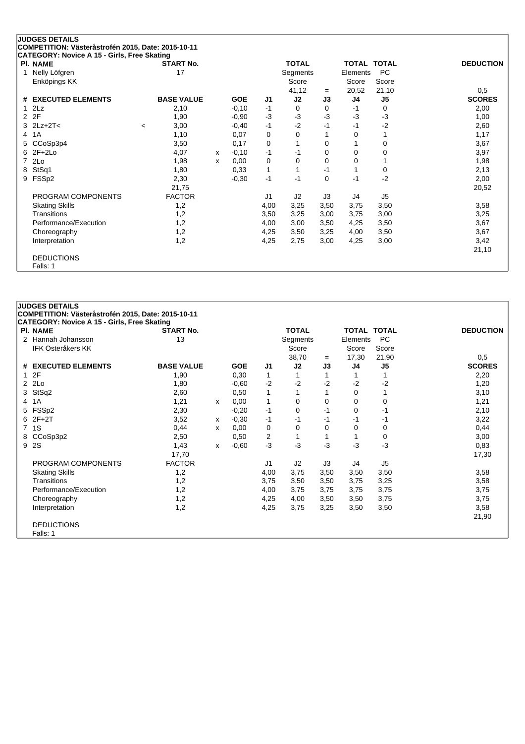**JUDGES DETAILS**
**COMPETITION: Västeråstrofén 2015, Date: 2015-10-11**
**CATEGORY: Novice A 15 - Girls, Free Skating**

| Pl. | NAME | START No. | TOTAL Segments Score | = | TOTAL Elements Score | TOTAL PC Score | DEDUCTION |
|---|---|---|---|---|---|---|---|
| 1 | Nelly Löfgren<br>Enköpings KK | 17 | 41,12 | = | 20,52 | 21,10 | 0,5 |

| # | EXECUTED ELEMENTS | | BASE VALUE | | GOE | J1 | J2 | J3 | J4 | J5 | SCORES |
|---|---|---|---|---|---|---|---|---|---|---|---|
| 1 | 2Lz | | 2,10 | | -0,10 | -1 | 0 | 0 | -1 | 0 | 2,00 |
| 2 | 2F | | 1,90 | | -0,90 | -3 | -3 | -3 | -3 | -3 | 1,00 |
| 3 | 2Lz+2T< | < | 3,00 | | -0,40 | -1 | -2 | -1 | -1 | -2 | 2,60 |
| 4 | 1A | | 1,10 | | 0,07 | 0 | 0 | 1 | 0 | 1 | 1,17 |
| 5 | CCoSp3p4 | | 3,50 | | 0,17 | 0 | 1 | 0 | 1 | 0 | 3,67 |
| 6 | 2F+2Lo | | 4,07 | x | -0,10 | -1 | -1 | 0 | 0 | 0 | 3,97 |
| 7 | 2Lo | | 1,98 | x | 0,00 | 0 | 0 | 0 | 0 | 1 | 1,98 |
| 8 | StSq1 | | 1,80 | | 0,33 | 1 | 1 | -1 | 1 | 0 | 2,13 |
| 9 | FSSp2 | | 2,30 | | -0,30 | -1 | -1 | 0 | -1 | -2 | 2,00 |
| | | | 21,75 | | | | | | | | 20,52 |

| PROGRAM COMPONENTS | FACTOR | J1 | J2 | J3 | J4 | J5 | |
|---|---|---|---|---|---|---|---|
| Skating Skills | 1,2 | 4,00 | 3,25 | 3,50 | 3,75 | 3,50 | 3,58 |
| Transitions | 1,2 | 3,50 | 3,25 | 3,00 | 3,75 | 3,00 | 3,25 |
| Performance/Execution | 1,2 | 4,00 | 3,00 | 3,50 | 4,25 | 3,50 | 3,67 |
| Choreography | 1,2 | 4,25 | 3,50 | 3,25 | 4,00 | 3,50 | 3,67 |
| Interpretation | 1,2 | 4,25 | 2,75 | 3,00 | 4,25 | 3,00 | 3,42 |
| | | | | | | | 21,10 |

DEDUCTIONS
Falls: 1

**JUDGES DETAILS**
**COMPETITION: Västeråstrofén 2015, Date: 2015-10-11**
**CATEGORY: Novice A 15 - Girls, Free Skating**

| Pl. | NAME | START No. | TOTAL Segments Score | = | TOTAL Elements Score | TOTAL PC Score | DEDUCTION |
|---|---|---|---|---|---|---|---|
| 2 | Hannah Johansson<br>IFK Österåkers KK | 13 | 38,70 | = | 17,30 | 21,90 | 0,5 |

| # | EXECUTED ELEMENTS | BASE VALUE | | GOE | J1 | J2 | J3 | J4 | J5 | SCORES |
|---|---|---|---|---|---|---|---|---|---|---|
| 1 | 2F | 1,90 | | 0,30 | 1 | 1 | 1 | 1 | 1 | 2,20 |
| 2 | 2Lo | 1,80 | | -0,60 | -2 | -2 | -2 | -2 | -2 | 1,20 |
| 3 | StSq2 | 2,60 | | 0,50 | 1 | 1 | 1 | 0 | 1 | 3,10 |
| 4 | 1A | 1,21 | x | 0,00 | 1 | 0 | 0 | 0 | 0 | 1,21 |
| 5 | FSSp2 | 2,30 | | -0,20 | -1 | 0 | -1 | 0 | -1 | 2,10 |
| 6 | 2F+2T | 3,52 | x | -0,30 | -1 | -1 | -1 | -1 | -1 | 3,22 |
| 7 | 1S | 0,44 | x | 0,00 | 0 | 0 | 0 | 0 | 0 | 0,44 |
| 8 | CCoSp3p2 | 2,50 | | 0,50 | 2 | 1 | 1 | 1 | 0 | 3,00 |
| 9 | 2S | 1,43 | x | -0,60 | -3 | -3 | -3 | -3 | -3 | 0,83 |
| | | 17,70 | | | | | | | | 17,30 |

| PROGRAM COMPONENTS | FACTOR | J1 | J2 | J3 | J4 | J5 | |
|---|---|---|---|---|---|---|---|
| Skating Skills | 1,2 | 4,00 | 3,75 | 3,50 | 3,50 | 3,50 | 3,58 |
| Transitions | 1,2 | 3,75 | 3,50 | 3,50 | 3,75 | 3,25 | 3,58 |
| Performance/Execution | 1,2 | 4,00 | 3,75 | 3,75 | 3,75 | 3,75 | 3,75 |
| Choreography | 1,2 | 4,25 | 4,00 | 3,50 | 3,50 | 3,75 | 3,75 |
| Interpretation | 1,2 | 4,25 | 3,75 | 3,25 | 3,50 | 3,50 | 3,58 |
| | | | | | | | 21,90 |

DEDUCTIONS
Falls: 1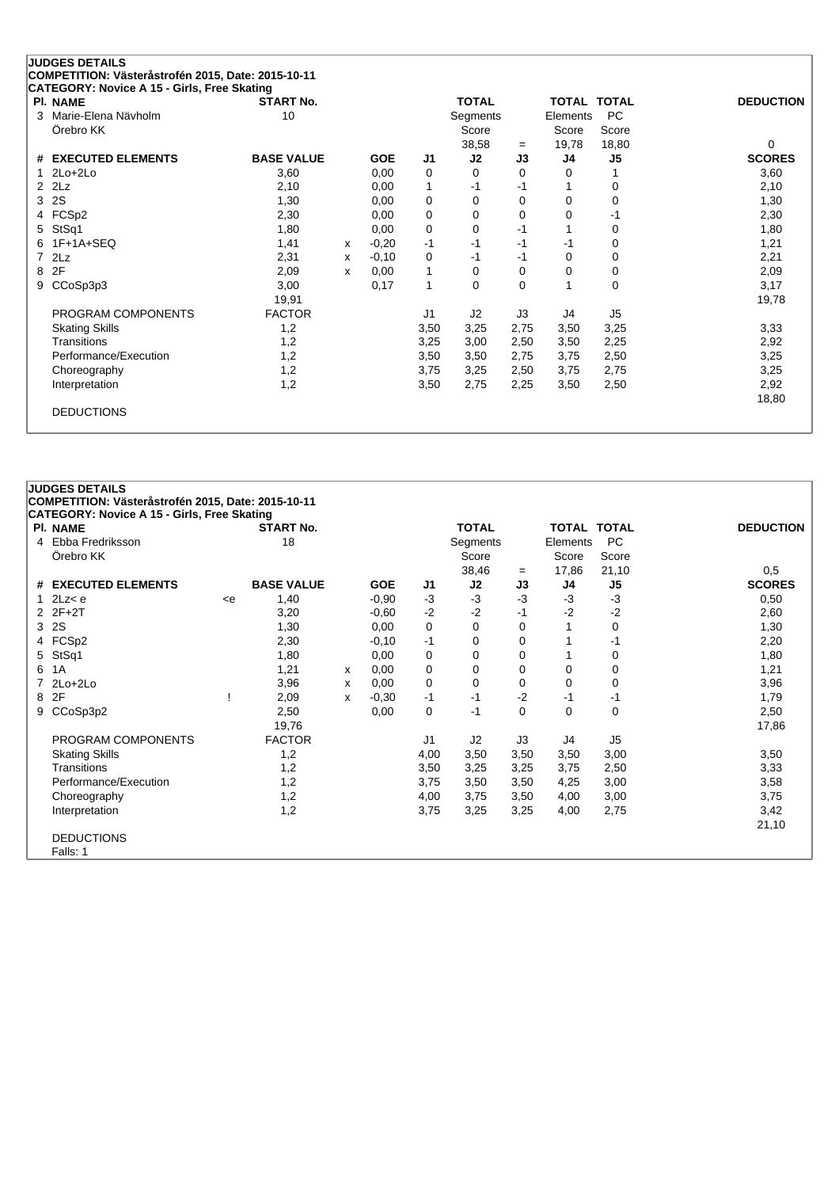## JUDGES DETAILS

**COMPETITION: Västeråstrofén 2015, Date: 2015-10-11**

**CATEGORY: Novice A 15 - Girls, Free Skating**

| Pl. | NAME | START No. | TOTAL Segments Score | = | TOTAL Elements Score | TOTAL PC Score | DEDUCTION |
|---|---|---|---|---|---|---|---|
| 3 | Marie-Elena Nävholm, Örebro KK | 10 | 38,58 | = | 19,78 | 18,80 | 0 |

| # | EXECUTED ELEMENTS | | BASE VALUE | | GOE | J1 | J2 | J3 | J4 | J5 | SCORES |
|---|---|---|---|---|---|---|---|---|---|---|---|
| 1 | 2Lo+2Lo | | 3,60 | | 0,00 | 0 | 0 | 0 | 0 | 1 | 3,60 |
| 2 | 2Lz | | 2,10 | | 0,00 | 1 | -1 | -1 | 1 | 0 | 2,10 |
| 3 | 2S | | 1,30 | | 0,00 | 0 | 0 | 0 | 0 | 0 | 1,30 |
| 4 | FCSp2 | | 2,30 | | 0,00 | 0 | 0 | 0 | 0 | -1 | 2,30 |
| 5 | StSq1 | | 1,80 | | 0,00 | 0 | 0 | -1 | 1 | 0 | 1,80 |
| 6 | 1F+1A+SEQ | | 1,41 | x | -0,20 | -1 | -1 | -1 | -1 | 0 | 1,21 |
| 7 | 2Lz | | 2,31 | x | -0,10 | 0 | -1 | -1 | 0 | 0 | 2,21 |
| 8 | 2F | | 2,09 | x | 0,00 | 1 | 0 | 0 | 0 | 0 | 2,09 |
| 9 | CCoSp3p3 | | 3,00 | | 0,17 | 1 | 0 | 0 | 1 | 0 | 3,17 |
| | | | 19,91 | | | | | | | | 19,78 |

| PROGRAM COMPONENTS | FACTOR | J1 | J2 | J3 | J4 | J5 | |
|---|---|---|---|---|---|---|---|
| Skating Skills | 1,2 | 3,50 | 3,25 | 2,75 | 3,50 | 3,25 | 3,33 |
| Transitions | 1,2 | 3,25 | 3,00 | 2,50 | 3,50 | 2,25 | 2,92 |
| Performance/Execution | 1,2 | 3,50 | 3,50 | 2,75 | 3,75 | 2,50 | 3,25 |
| Choreography | 1,2 | 3,75 | 3,25 | 2,50 | 3,75 | 2,75 | 3,25 |
| Interpretation | 1,2 | 3,50 | 2,75 | 2,25 | 3,50 | 2,50 | 2,92 |
| | | | | | | | 18,80 |

DEDUCTIONS

## JUDGES DETAILS

**COMPETITION: Västeråstrofén 2015, Date: 2015-10-11**

**CATEGORY: Novice A 15 - Girls, Free Skating**

| Pl. | NAME | START No. | TOTAL Segments Score | = | TOTAL Elements Score | TOTAL PC Score | DEDUCTION |
|---|---|---|---|---|---|---|---|
| 4 | Ebba Fredriksson, Örebro KK | 18 | 38,46 | = | 17,86 | 21,10 | 0,5 |

| # | EXECUTED ELEMENTS | | BASE VALUE | | GOE | J1 | J2 | J3 | J4 | J5 | SCORES |
|---|---|---|---|---|---|---|---|---|---|---|---|
| 1 | 2Lz< e | <e | 1,40 | | -0,90 | -3 | -3 | -3 | -3 | -3 | 0,50 |
| 2 | 2F+2T | | 3,20 | | -0,60 | -2 | -2 | -1 | -2 | -2 | 2,60 |
| 3 | 2S | | 1,30 | | 0,00 | 0 | 0 | 0 | 1 | 0 | 1,30 |
| 4 | FCSp2 | | 2,30 | | -0,10 | -1 | 0 | 0 | 1 | -1 | 2,20 |
| 5 | StSq1 | | 1,80 | | 0,00 | 0 | 0 | 0 | 1 | 0 | 1,80 |
| 6 | 1A | | 1,21 | x | 0,00 | 0 | 0 | 0 | 0 | 0 | 1,21 |
| 7 | 2Lo+2Lo | | 3,96 | x | 0,00 | 0 | 0 | 0 | 0 | 0 | 3,96 |
| 8 | 2F | ! | 2,09 | x | -0,30 | -1 | -1 | -2 | -1 | -1 | 1,79 |
| 9 | CCoSp3p2 | | 2,50 | | 0,00 | 0 | -1 | 0 | 0 | 0 | 2,50 |
| | | | 19,76 | | | | | | | | 17,86 |

| PROGRAM COMPONENTS | FACTOR | J1 | J2 | J3 | J4 | J5 | |
|---|---|---|---|---|---|---|---|
| Skating Skills | 1,2 | 4,00 | 3,50 | 3,50 | 3,50 | 3,00 | 3,50 |
| Transitions | 1,2 | 3,50 | 3,25 | 3,25 | 3,75 | 2,50 | 3,33 |
| Performance/Execution | 1,2 | 3,75 | 3,50 | 3,50 | 4,25 | 3,00 | 3,58 |
| Choreography | 1,2 | 4,00 | 3,75 | 3,50 | 4,00 | 3,00 | 3,75 |
| Interpretation | 1,2 | 3,75 | 3,25 | 3,25 | 4,00 | 2,75 | 3,42 |
| | | | | | | | 21,10 |

DEDUCTIONS

Falls: 1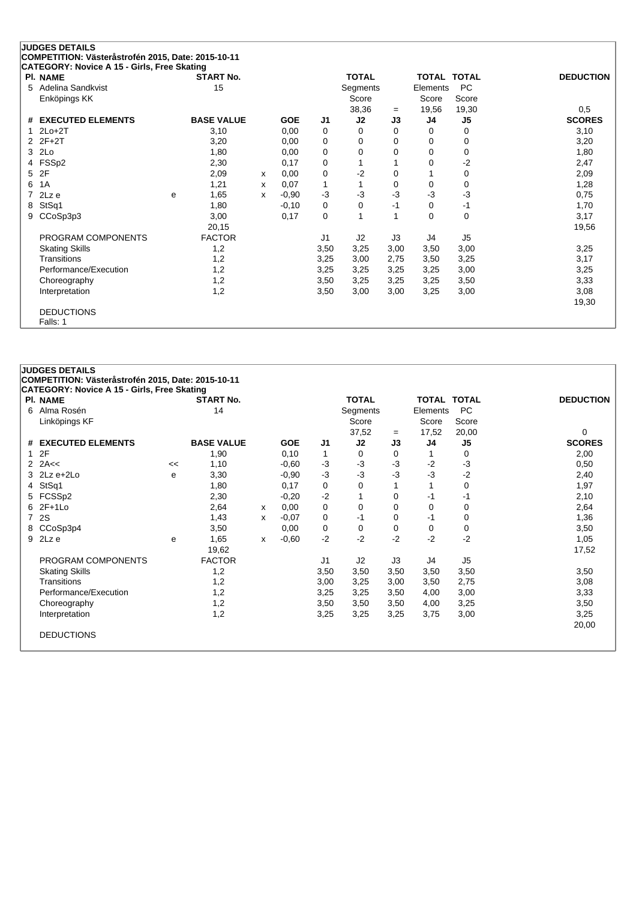**JUDGES DETAILS**

**COMPETITION: Västeråstrofén 2015, Date: 2015-10-11**

**CATEGORY: Novice A 15 - Girls, Free Skating**

| Pl. | NAME | START No. | TOTAL Segments Score | = | TOTAL Elements Score | TOTAL PC Score | DEDUCTION |
|---|---|---|---|---|---|---|---|
| 5 | Adelina Sandkvist<br>Enköpings KK | 15 | 38,36 | = | 19,56 | 19,30 | 0,5 |

| # | EXECUTED ELEMENTS | | BASE VALUE | | GOE | J1 | J2 | J3 | J4 | J5 | SCORES |
|---|---|---|---|---|---|---|---|---|---|---|---|
| 1 | 2Lo+2T | | 3,10 | | 0,00 | 0 | 0 | 0 | 0 | 0 | 3,10 |
| 2 | 2F+2T | | 3,20 | | 0,00 | 0 | 0 | 0 | 0 | 0 | 3,20 |
| 3 | 2Lo | | 1,80 | | 0,00 | 0 | 0 | 0 | 0 | 0 | 1,80 |
| 4 | FSSp2 | | 2,30 | | 0,17 | 0 | 1 | 1 | 0 | -2 | 2,47 |
| 5 | 2F | | 2,09 | x | 0,00 | 0 | -2 | 0 | 1 | 0 | 2,09 |
| 6 | 1A | | 1,21 | x | 0,07 | 1 | 1 | 0 | 0 | 0 | 1,28 |
| 7 | 2Lz e | e | 1,65 | x | -0,90 | -3 | -3 | -3 | -3 | -3 | 0,75 |
| 8 | StSq1 | | 1,80 | | -0,10 | 0 | 0 | -1 | 0 | -1 | 1,70 |
| 9 | CCoSp3p3 | | 3,00 | | 0,17 | 0 | 1 | 1 | 0 | 0 | 3,17 |
| | | | 20,15 | | | | | | | | 19,56 |
| | PROGRAM COMPONENTS | | FACTOR | | | J1 | J2 | J3 | J4 | J5 | |
| | Skating Skills | | 1,2 | | | 3,50 | 3,25 | 3,00 | 3,50 | 3,00 | 3,25 |
| | Transitions | | 1,2 | | | 3,25 | 3,00 | 2,75 | 3,50 | 3,25 | 3,17 |
| | Performance/Execution | | 1,2 | | | 3,25 | 3,25 | 3,25 | 3,25 | 3,00 | 3,25 |
| | Choreography | | 1,2 | | | 3,50 | 3,25 | 3,25 | 3,25 | 3,50 | 3,33 |
| | Interpretation | | 1,2 | | | 3,50 | 3,00 | 3,00 | 3,25 | 3,00 | 3,08 |
| | | | | | | | | | | | 19,30 |

DEDUCTIONS

Falls: 1

**JUDGES DETAILS**

**COMPETITION: Västeråstrofén 2015, Date: 2015-10-11**

**CATEGORY: Novice A 15 - Girls, Free Skating**

| Pl. | NAME | START No. | TOTAL Segments Score | = | TOTAL Elements Score | TOTAL PC Score | DEDUCTION |
|---|---|---|---|---|---|---|---|
| 6 | Alma Rosén<br>Linköpings KF | 14 | 37,52 | = | 17,52 | 20,00 | 0 |

| # | EXECUTED ELEMENTS | | BASE VALUE | | GOE | J1 | J2 | J3 | J4 | J5 | SCORES |
|---|---|---|---|---|---|---|---|---|---|---|---|
| 1 | 2F | | 1,90 | | 0,10 | 1 | 0 | 0 | 1 | 0 | 2,00 |
| 2 | 2A<< | << | 1,10 | | -0,60 | -3 | -3 | -3 | -2 | -3 | 0,50 |
| 3 | 2Lz e+2Lo | e | 3,30 | | -0,90 | -3 | -3 | -3 | -3 | -2 | 2,40 |
| 4 | StSq1 | | 1,80 | | 0,17 | 0 | 0 | 1 | 1 | 0 | 1,97 |
| 5 | FCSSp2 | | 2,30 | | -0,20 | -2 | 1 | 0 | -1 | -1 | 2,10 |
| 6 | 2F+1Lo | | 2,64 | x | 0,00 | 0 | 0 | 0 | 0 | 0 | 2,64 |
| 7 | 2S | | 1,43 | x | -0,07 | 0 | -1 | 0 | -1 | 0 | 1,36 |
| 8 | CCoSp3p4 | | 3,50 | | 0,00 | 0 | 0 | 0 | 0 | 0 | 3,50 |
| 9 | 2Lz e | e | 1,65 | x | -0,60 | -2 | -2 | -2 | -2 | -2 | 1,05 |
| | | | 19,62 | | | | | | | | 17,52 |
| | PROGRAM COMPONENTS | | FACTOR | | | J1 | J2 | J3 | J4 | J5 | |
| | Skating Skills | | 1,2 | | | 3,50 | 3,50 | 3,50 | 3,50 | 3,50 | 3,50 |
| | Transitions | | 1,2 | | | 3,00 | 3,25 | 3,00 | 3,50 | 2,75 | 3,08 |
| | Performance/Execution | | 1,2 | | | 3,25 | 3,25 | 3,50 | 4,00 | 3,00 | 3,33 |
| | Choreography | | 1,2 | | | 3,50 | 3,50 | 3,50 | 4,00 | 3,25 | 3,50 |
| | Interpretation | | 1,2 | | | 3,25 | 3,25 | 3,25 | 3,75 | 3,00 | 3,25 |
| | | | | | | | | | | | 20,00 |

DEDUCTIONS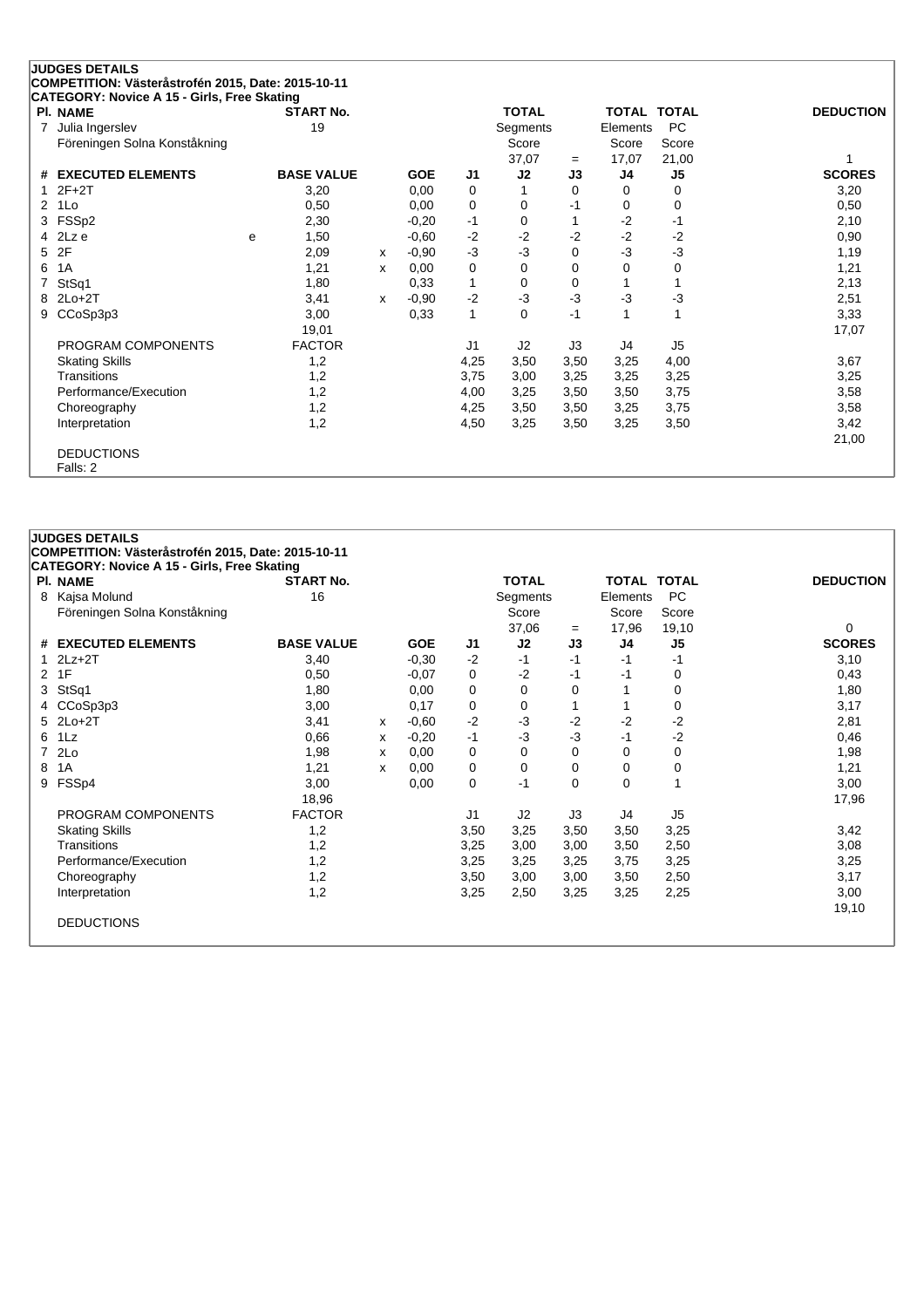## JUDGES DETAILS

**COMPETITION: Västeråstrofén 2015, Date: 2015-10-11**

**CATEGORY: Novice A 15 - Girls, Free Skating**

| Pl. | NAME | START No. | TOTAL Segments Score | = | TOTAL Elements Score | TOTAL PC Score | DEDUCTION |
|---|---|---|---|---|---|---|---|
| 7 | Julia Ingerslev<br>Föreningen Solna Konståkning | 19 | 37,07 | = | 17,07 | 21,00 | 1 |

| # | EXECUTED ELEMENTS | | BASE VALUE | | GOE | J1 | J2 | J3 | J4 | J5 | SCORES |
|---|---|---|---|---|---|---|---|---|---|---|---|
| 1 | 2F+2T | | 3,20 | | 0,00 | 0 | 1 | 0 | 0 | 0 | 3,20 |
| 2 | 1Lo | | 0,50 | | 0,00 | 0 | 0 | -1 | 0 | 0 | 0,50 |
| 3 | FSSp2 | | 2,30 | | -0,20 | -1 | 0 | 1 | -2 | -1 | 2,10 |
| 4 | 2Lz e | e | 1,50 | | -0,60 | -2 | -2 | -2 | -2 | -2 | 0,90 |
| 5 | 2F | | 2,09 | x | -0,90 | -3 | -3 | 0 | -3 | -3 | 1,19 |
| 6 | 1A | | 1,21 | x | 0,00 | 0 | 0 | 0 | 0 | 0 | 1,21 |
| 7 | StSq1 | | 1,80 | | 0,33 | 1 | 0 | 0 | 1 | 1 | 2,13 |
| 8 | 2Lo+2T | | 3,41 | x | -0,90 | -2 | -3 | -3 | -3 | -3 | 2,51 |
| 9 | CCoSp3p3 | | 3,00 | | 0,33 | 1 | 0 | -1 | 1 | 1 | 3,33 |
| | | | 19,01 | | | | | | | | 17,07 |

| PROGRAM COMPONENTS | FACTOR | J1 | J2 | J3 | J4 | J5 | |
|---|---|---|---|---|---|---|---|
| Skating Skills | 1,2 | 4,25 | 3,50 | 3,50 | 3,25 | 4,00 | 3,67 |
| Transitions | 1,2 | 3,75 | 3,00 | 3,25 | 3,25 | 3,25 | 3,25 |
| Performance/Execution | 1,2 | 4,00 | 3,25 | 3,50 | 3,50 | 3,75 | 3,58 |
| Choreography | 1,2 | 4,25 | 3,50 | 3,50 | 3,25 | 3,75 | 3,58 |
| Interpretation | 1,2 | 4,50 | 3,25 | 3,50 | 3,25 | 3,50 | 3,42 |
| | | | | | | | 21,00 |

DEDUCTIONS

Falls: 2

## JUDGES DETAILS

**COMPETITION: Västeråstrofén 2015, Date: 2015-10-11**

**CATEGORY: Novice A 15 - Girls, Free Skating**

| Pl. | NAME | START No. | TOTAL Segments Score | = | TOTAL Elements Score | TOTAL PC Score | DEDUCTION |
|---|---|---|---|---|---|---|---|
| 8 | Kajsa Molund<br>Föreningen Solna Konståkning | 16 | 37,06 | = | 17,96 | 19,10 | 0 |

| # | EXECUTED ELEMENTS | BASE VALUE | | GOE | J1 | J2 | J3 | J4 | J5 | SCORES |
|---|---|---|---|---|---|---|---|---|---|---|
| 1 | 2Lz+2T | 3,40 | | -0,30 | -2 | -1 | -1 | -1 | -1 | 3,10 |
| 2 | 1F | 0,50 | | -0,07 | 0 | -2 | -1 | -1 | 0 | 0,43 |
| 3 | StSq1 | 1,80 | | 0,00 | 0 | 0 | 0 | 1 | 0 | 1,80 |
| 4 | CCoSp3p3 | 3,00 | | 0,17 | 0 | 0 | 1 | 1 | 0 | 3,17 |
| 5 | 2Lo+2T | 3,41 | x | -0,60 | -2 | -3 | -2 | -2 | -2 | 2,81 |
| 6 | 1Lz | 0,66 | x | -0,20 | -1 | -3 | -3 | -1 | -2 | 0,46 |
| 7 | 2Lo | 1,98 | x | 0,00 | 0 | 0 | 0 | 0 | 0 | 1,98 |
| 8 | 1A | 1,21 | x | 0,00 | 0 | 0 | 0 | 0 | 0 | 1,21 |
| 9 | FSSp4 | 3,00 | | 0,00 | 0 | -1 | 0 | 0 | 1 | 3,00 |
| | | 18,96 | | | | | | | | 17,96 |

| PROGRAM COMPONENTS | FACTOR | J1 | J2 | J3 | J4 | J5 | |
|---|---|---|---|---|---|---|---|
| Skating Skills | 1,2 | 3,50 | 3,25 | 3,50 | 3,50 | 3,25 | 3,42 |
| Transitions | 1,2 | 3,25 | 3,00 | 3,00 | 3,50 | 2,50 | 3,08 |
| Performance/Execution | 1,2 | 3,25 | 3,25 | 3,25 | 3,75 | 3,25 | 3,25 |
| Choreography | 1,2 | 3,50 | 3,00 | 3,00 | 3,50 | 2,50 | 3,17 |
| Interpretation | 1,2 | 3,25 | 2,50 | 3,25 | 3,25 | 2,25 | 3,00 |
| | | | | | | | 19,10 |

DEDUCTIONS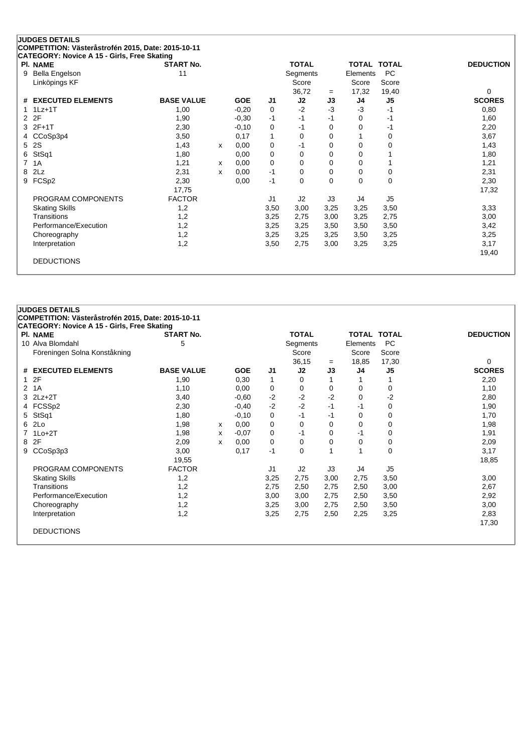**JUDGES DETAILS**

**COMPETITION: Västeråstrofén 2015, Date: 2015-10-11**

**CATEGORY: Novice A 15 - Girls, Free Skating**

| Pl. | NAME | START No. | TOTAL Segments Score | = | TOTAL Elements Score | TOTAL PC Score | DEDUCTION |
|---|---|---|---|---|---|---|---|
| 9 | Bella Engelson<br>Linköpings KF | 11 | 36,72 | = | 17,32 | 19,40 | 0 |

| # | EXECUTED ELEMENTS | BASE VALUE | | GOE | J1 | J2 | J3 | J4 | J5 | SCORES |
|---|---|---|---|---|---|---|---|---|---|---|
| 1 | 1Lz+1T | 1,00 | | -0,20 | 0 | -2 | -3 | -3 | -1 | 0,80 |
| 2 | 2F | 1,90 | | -0,30 | -1 | -1 | -1 | 0 | -1 | 1,60 |
| 3 | 2F+1T | 2,30 | | -0,10 | 0 | -1 | 0 | 0 | -1 | 2,20 |
| 4 | CCoSp3p4 | 3,50 | | 0,17 | 1 | 0 | 0 | 1 | 0 | 3,67 |
| 5 | 2S | 1,43 | x | 0,00 | 0 | -1 | 0 | 0 | 0 | 1,43 |
| 6 | StSq1 | 1,80 | | 0,00 | 0 | 0 | 0 | 0 | 1 | 1,80 |
| 7 | 1A | 1,21 | x | 0,00 | 0 | 0 | 0 | 0 | 1 | 1,21 |
| 8 | 2Lz | 2,31 | x | 0,00 | -1 | 0 | 0 | 0 | 0 | 2,31 |
| 9 | FCSp2 | 2,30 | | 0,00 | -1 | 0 | 0 | 0 | 0 | 2,30 |
| | | 17,75 | | | | | | | | 17,32 |
| | PROGRAM COMPONENTS | FACTOR | | | J1 | J2 | J3 | J4 | J5 | |
| | Skating Skills | 1,2 | | | 3,50 | 3,00 | 3,25 | 3,25 | 3,50 | 3,33 |
| | Transitions | 1,2 | | | 3,25 | 2,75 | 3,00 | 3,25 | 2,75 | 3,00 |
| | Performance/Execution | 1,2 | | | 3,25 | 3,25 | 3,50 | 3,50 | 3,50 | 3,42 |
| | Choreography | 1,2 | | | 3,25 | 3,25 | 3,25 | 3,50 | 3,25 | 3,25 |
| | Interpretation | 1,2 | | | 3,50 | 2,75 | 3,00 | 3,25 | 3,25 | 3,17 |
| | | | | | | | | | | 19,40 |
| | DEDUCTIONS | | | | | | | | | |

**JUDGES DETAILS**

**COMPETITION: Västeråstrofén 2015, Date: 2015-10-11**

**CATEGORY: Novice A 15 - Girls, Free Skating**

| Pl. | NAME | START No. | TOTAL Segments Score | = | TOTAL Elements Score | TOTAL PC Score | DEDUCTION |
|---|---|---|---|---|---|---|---|
| 10 | Alva Blomdahl<br>Föreningen Solna Konståkning | 5 | 36,15 | = | 18,85 | 17,30 | 0 |

| # | EXECUTED ELEMENTS | BASE VALUE | | GOE | J1 | J2 | J3 | J4 | J5 | SCORES |
|---|---|---|---|---|---|---|---|---|---|---|
| 1 | 2F | 1,90 | | 0,30 | 1 | 0 | 1 | 1 | 1 | 2,20 |
| 2 | 1A | 1,10 | | 0,00 | 0 | 0 | 0 | 0 | 0 | 1,10 |
| 3 | 2Lz+2T | 3,40 | | -0,60 | -2 | -2 | -2 | 0 | -2 | 2,80 |
| 4 | FCSSp2 | 2,30 | | -0,40 | -2 | -2 | -1 | -1 | 0 | 1,90 |
| 5 | StSq1 | 1,80 | | -0,10 | 0 | -1 | -1 | 0 | 0 | 1,70 |
| 6 | 2Lo | 1,98 | x | 0,00 | 0 | 0 | 0 | 0 | 0 | 1,98 |
| 7 | 1Lo+2T | 1,98 | x | -0,07 | 0 | -1 | 0 | -1 | 0 | 1,91 |
| 8 | 2F | 2,09 | x | 0,00 | 0 | 0 | 0 | 0 | 0 | 2,09 |
| 9 | CCoSp3p3 | 3,00 | | 0,17 | -1 | 0 | 1 | 1 | 0 | 3,17 |
| | | 19,55 | | | | | | | | 18,85 |
| | PROGRAM COMPONENTS | FACTOR | | | J1 | J2 | J3 | J4 | J5 | |
| | Skating Skills | 1,2 | | | 3,25 | 2,75 | 3,00 | 2,75 | 3,50 | 3,00 |
| | Transitions | 1,2 | | | 2,75 | 2,50 | 2,75 | 2,50 | 3,00 | 2,67 |
| | Performance/Execution | 1,2 | | | 3,00 | 3,00 | 2,75 | 2,50 | 3,50 | 2,92 |
| | Choreography | 1,2 | | | 3,25 | 3,00 | 2,75 | 2,50 | 3,50 | 3,00 |
| | Interpretation | 1,2 | | | 3,25 | 2,75 | 2,50 | 2,25 | 3,25 | 2,83 |
| | | | | | | | | | | 17,30 |
| | DEDUCTIONS | | | | | | | | | |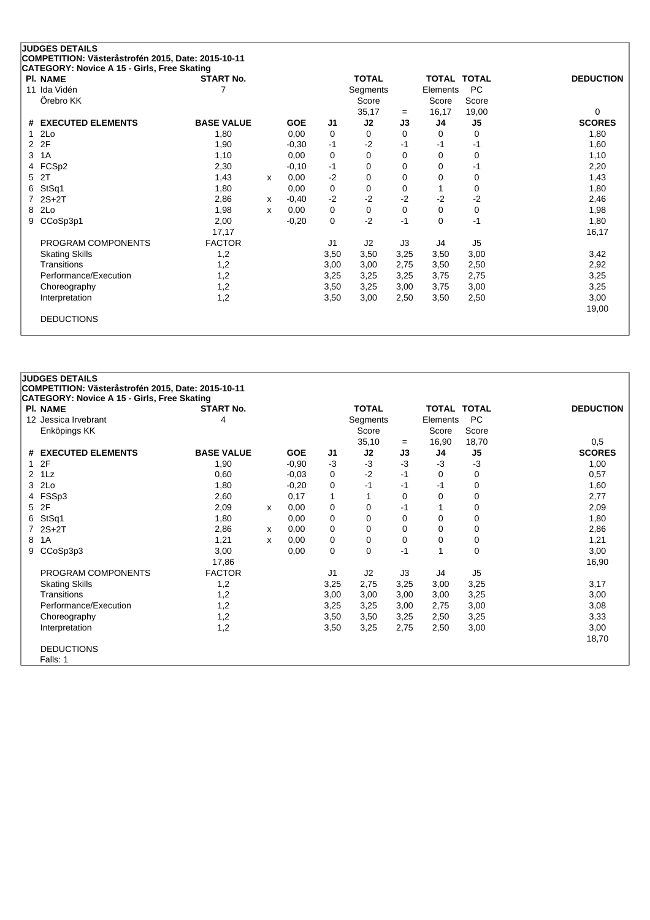## JUDGES DETAILS

**COMPETITION: Västeråstrofén 2015, Date: 2015-10-11**

**CATEGORY: Novice A 15 - Girls, Free Skating**

| Pl. | NAME | START No. | TOTAL Segments Score | = | TOTAL Elements Score | TOTAL PC Score | DEDUCTION |
|---|---|---|---|---|---|---|---|
| 11 | Ida Vidén, Örebro KK | 7 | 35,17 | = | 16,17 | 19,00 | 0 |

| # | EXECUTED ELEMENTS | BASE VALUE | | GOE | J1 | J2 | J3 | J4 | J5 | SCORES |
|---|---|---|---|---|---|---|---|---|---|---|
| 1 | 2Lo | 1,80 | | 0,00 | 0 | 0 | 0 | 0 | 0 | 1,80 |
| 2 | 2F | 1,90 | | -0,30 | -1 | -2 | -1 | -1 | -1 | 1,60 |
| 3 | 1A | 1,10 | | 0,00 | 0 | 0 | 0 | 0 | 0 | 1,10 |
| 4 | FCSp2 | 2,30 | | -0,10 | -1 | 0 | 0 | 0 | -1 | 2,20 |
| 5 | 2T | 1,43 | x | 0,00 | -2 | 0 | 0 | 0 | 0 | 1,43 |
| 6 | StSq1 | 1,80 | | 0,00 | 0 | 0 | 0 | 1 | 0 | 1,80 |
| 7 | 2S+2T | 2,86 | x | -0,40 | -2 | -2 | -2 | -2 | -2 | 2,46 |
| 8 | 2Lo | 1,98 | x | 0,00 | 0 | 0 | 0 | 0 | 0 | 1,98 |
| 9 | CCoSp3p1 | 2,00 | | -0,20 | 0 | -2 | -1 | 0 | -1 | 1,80 |
| | | 17,17 | | | | | | | | 16,17 |

| PROGRAM COMPONENTS | FACTOR | J1 | J2 | J3 | J4 | J5 | |
|---|---|---|---|---|---|---|---|
| Skating Skills | 1,2 | 3,50 | 3,50 | 3,25 | 3,50 | 3,00 | 3,42 |
| Transitions | 1,2 | 3,00 | 3,00 | 2,75 | 3,50 | 2,50 | 2,92 |
| Performance/Execution | 1,2 | 3,25 | 3,25 | 3,25 | 3,75 | 2,75 | 3,25 |
| Choreography | 1,2 | 3,50 | 3,25 | 3,00 | 3,75 | 3,00 | 3,25 |
| Interpretation | 1,2 | 3,50 | 3,00 | 2,50 | 3,50 | 2,50 | 3,00 |
| | | | | | | | 19,00 |

DEDUCTIONS

## JUDGES DETAILS

**COMPETITION: Västeråstrofén 2015, Date: 2015-10-11**

**CATEGORY: Novice A 15 - Girls, Free Skating**

| Pl. | NAME | START No. | TOTAL Segments Score | = | TOTAL Elements Score | TOTAL PC Score | DEDUCTION |
|---|---|---|---|---|---|---|---|
| 12 | Jessica Irvebrant, Enköpings KK | 4 | 35,10 | = | 16,90 | 18,70 | 0,5 |

| # | EXECUTED ELEMENTS | BASE VALUE | | GOE | J1 | J2 | J3 | J4 | J5 | SCORES |
|---|---|---|---|---|---|---|---|---|---|---|
| 1 | 2F | 1,90 | | -0,90 | -3 | -3 | -3 | -3 | -3 | 1,00 |
| 2 | 1Lz | 0,60 | | -0,03 | 0 | -2 | -1 | 0 | 0 | 0,57 |
| 3 | 2Lo | 1,80 | | -0,20 | 0 | -1 | -1 | -1 | 0 | 1,60 |
| 4 | FSSp3 | 2,60 | | 0,17 | 1 | 1 | 0 | 0 | 0 | 2,77 |
| 5 | 2F | 2,09 | x | 0,00 | 0 | 0 | -1 | 1 | 0 | 2,09 |
| 6 | StSq1 | 1,80 | | 0,00 | 0 | 0 | 0 | 0 | 0 | 1,80 |
| 7 | 2S+2T | 2,86 | x | 0,00 | 0 | 0 | 0 | 0 | 0 | 2,86 |
| 8 | 1A | 1,21 | x | 0,00 | 0 | 0 | 0 | 0 | 0 | 1,21 |
| 9 | CCoSp3p3 | 3,00 | | 0,00 | 0 | 0 | -1 | 1 | 0 | 3,00 |
| | | 17,86 | | | | | | | | 16,90 |

| PROGRAM COMPONENTS | FACTOR | J1 | J2 | J3 | J4 | J5 | |
|---|---|---|---|---|---|---|---|
| Skating Skills | 1,2 | 3,25 | 2,75 | 3,25 | 3,00 | 3,25 | 3,17 |
| Transitions | 1,2 | 3,00 | 3,00 | 3,00 | 3,00 | 3,25 | 3,00 |
| Performance/Execution | 1,2 | 3,25 | 3,25 | 3,00 | 2,75 | 3,00 | 3,08 |
| Choreography | 1,2 | 3,50 | 3,50 | 3,25 | 2,50 | 3,25 | 3,33 |
| Interpretation | 1,2 | 3,50 | 3,25 | 2,75 | 2,50 | 3,00 | 3,00 |
| | | | | | | | 18,70 |

DEDUCTIONS

Falls: 1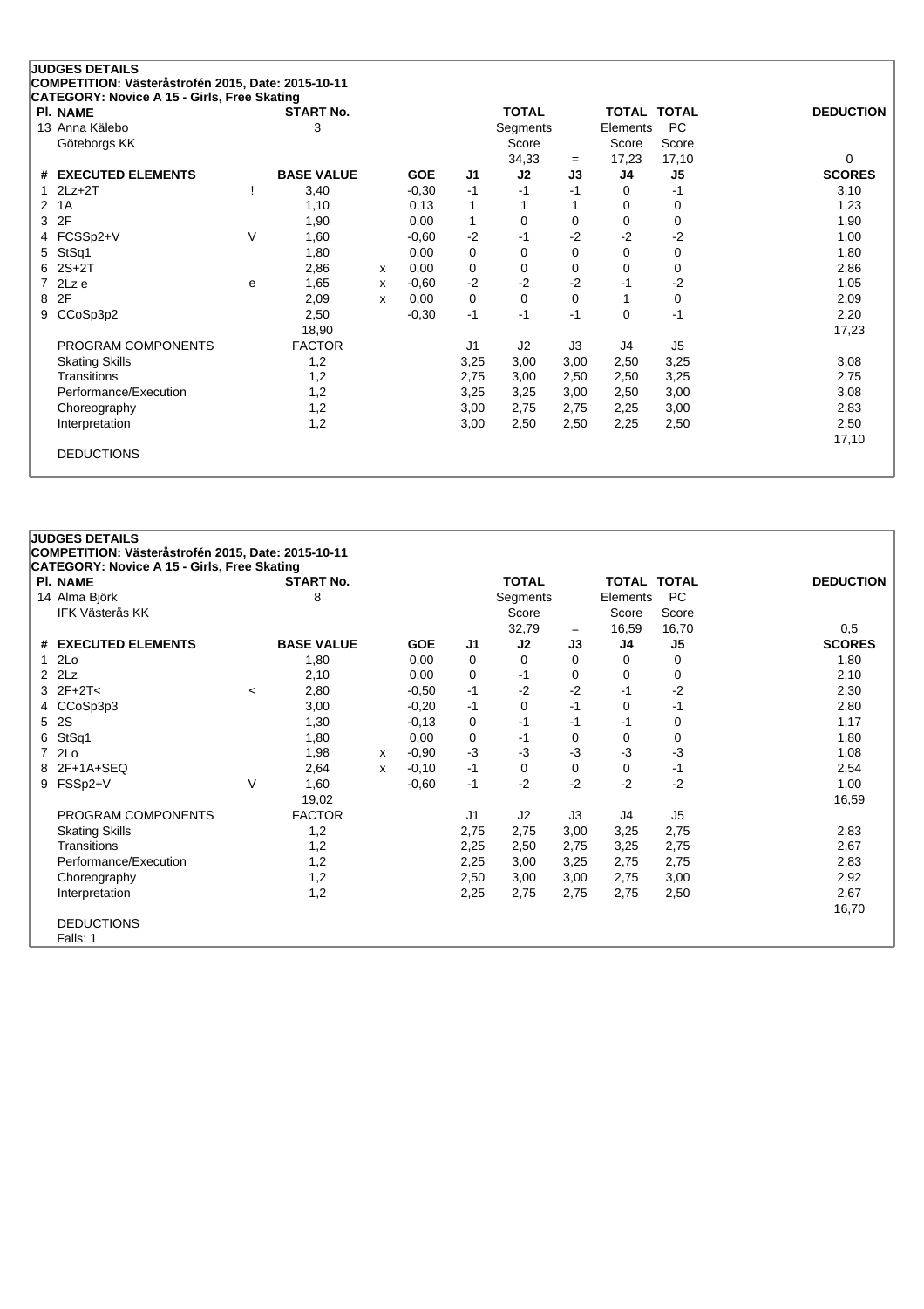**JUDGES DETAILS**

**COMPETITION: Västeråstrofén 2015, Date: 2015-10-11**

**CATEGORY: Novice A 15 - Girls, Free Skating**

| Pl. NAME | START No. | TOTAL Segments Score | = | TOTAL Elements Score | TOTAL PC Score | DEDUCTION |
|---|---|---|---|---|---|---|
| 13 Anna Kälebo, Göteborgs KK | 3 | 34,33 | = | 17,23 | 17,10 | 0 |

| # | EXECUTED ELEMENTS | | BASE VALUE | | GOE | J1 | J2 | J3 | J4 | J5 | SCORES |
|---|---|---|---|---|---|---|---|---|---|---|---|
| 1 | 2Lz+2T | ! | 3,40 | | -0,30 | -1 | -1 | -1 | 0 | -1 | 3,10 |
| 2 | 1A | | 1,10 | | 0,13 | 1 | 1 | 1 | 0 | 0 | 1,23 |
| 3 | 2F | | 1,90 | | 0,00 | 1 | 0 | 0 | 0 | 0 | 1,90 |
| 4 | FCSSp2+V | V | 1,60 | | -0,60 | -2 | -1 | -2 | -2 | -2 | 1,00 |
| 5 | StSq1 | | 1,80 | | 0,00 | 0 | 0 | 0 | 0 | 0 | 1,80 |
| 6 | 2S+2T | | 2,86 | x | 0,00 | 0 | 0 | 0 | 0 | 0 | 2,86 |
| 7 | 2Lz e | e | 1,65 | x | -0,60 | -2 | -2 | -2 | -1 | -2 | 1,05 |
| 8 | 2F | | 2,09 | x | 0,00 | 0 | 0 | 0 | 1 | 0 | 2,09 |
| 9 | CCoSp3p2 | | 2,50 | | -0,30 | -1 | -1 | -1 | 0 | -1 | 2,20 |
| | | | 18,90 | | | | | | | | 17,23 |
| | PROGRAM COMPONENTS | | FACTOR | | | J1 | J2 | J3 | J4 | J5 | |
| | Skating Skills | | 1,2 | | | 3,25 | 3,00 | 3,00 | 2,50 | 3,25 | 3,08 |
| | Transitions | | 1,2 | | | 2,75 | 3,00 | 2,50 | 2,50 | 3,25 | 2,75 |
| | Performance/Execution | | 1,2 | | | 3,25 | 3,25 | 3,00 | 2,50 | 3,00 | 3,08 |
| | Choreography | | 1,2 | | | 3,00 | 2,75 | 2,75 | 2,25 | 3,00 | 2,83 |
| | Interpretation | | 1,2 | | | 3,00 | 2,50 | 2,50 | 2,25 | 2,50 | 2,50 |
| | | | | | | | | | | | 17,10 |
| | DEDUCTIONS | | | | | | | | | | |

**JUDGES DETAILS**

**COMPETITION: Västeråstrofén 2015, Date: 2015-10-11**

**CATEGORY: Novice A 15 - Girls, Free Skating**

| Pl. NAME | START No. | TOTAL Segments Score | = | TOTAL Elements Score | TOTAL PC Score | DEDUCTION |
|---|---|---|---|---|---|---|
| 14 Alma Björk, IFK Västerås KK | 8 | 32,79 | = | 16,59 | 16,70 | 0,5 |

| # | EXECUTED ELEMENTS | | BASE VALUE | | GOE | J1 | J2 | J3 | J4 | J5 | SCORES |
|---|---|---|---|---|---|---|---|---|---|---|---|
| 1 | 2Lo | | 1,80 | | 0,00 | 0 | 0 | 0 | 0 | 0 | 1,80 |
| 2 | 2Lz | | 2,10 | | 0,00 | 0 | -1 | 0 | 0 | 0 | 2,10 |
| 3 | 2F+2T< | < | 2,80 | | -0,50 | -1 | -2 | -2 | -1 | -2 | 2,30 |
| 4 | CCoSp3p3 | | 3,00 | | -0,20 | -1 | 0 | -1 | 0 | -1 | 2,80 |
| 5 | 2S | | 1,30 | | -0,13 | 0 | -1 | -1 | -1 | 0 | 1,17 |
| 6 | StSq1 | | 1,80 | | 0,00 | 0 | -1 | 0 | 0 | 0 | 1,80 |
| 7 | 2Lo | | 1,98 | x | -0,90 | -3 | -3 | -3 | -3 | -3 | 1,08 |
| 8 | 2F+1A+SEQ | | 2,64 | x | -0,10 | -1 | 0 | 0 | 0 | -1 | 2,54 |
| 9 | FSSp2+V | V | 1,60 | | -0,60 | -1 | -2 | -2 | -2 | -2 | 1,00 |
| | | | 19,02 | | | | | | | | 16,59 |
| | PROGRAM COMPONENTS | | FACTOR | | | J1 | J2 | J3 | J4 | J5 | |
| | Skating Skills | | 1,2 | | | 2,75 | 2,75 | 3,00 | 3,25 | 2,75 | 2,83 |
| | Transitions | | 1,2 | | | 2,25 | 2,50 | 2,75 | 3,25 | 2,75 | 2,67 |
| | Performance/Execution | | 1,2 | | | 2,25 | 3,00 | 3,25 | 2,75 | 2,75 | 2,83 |
| | Choreography | | 1,2 | | | 2,50 | 3,00 | 3,00 | 2,75 | 3,00 | 2,92 |
| | Interpretation | | 1,2 | | | 2,25 | 2,75 | 2,75 | 2,75 | 2,50 | 2,67 |
| | | | | | | | | | | | 16,70 |
| | DEDUCTIONS | | | | | | | | | | |
| | Falls: 1 | | | | | | | | | | |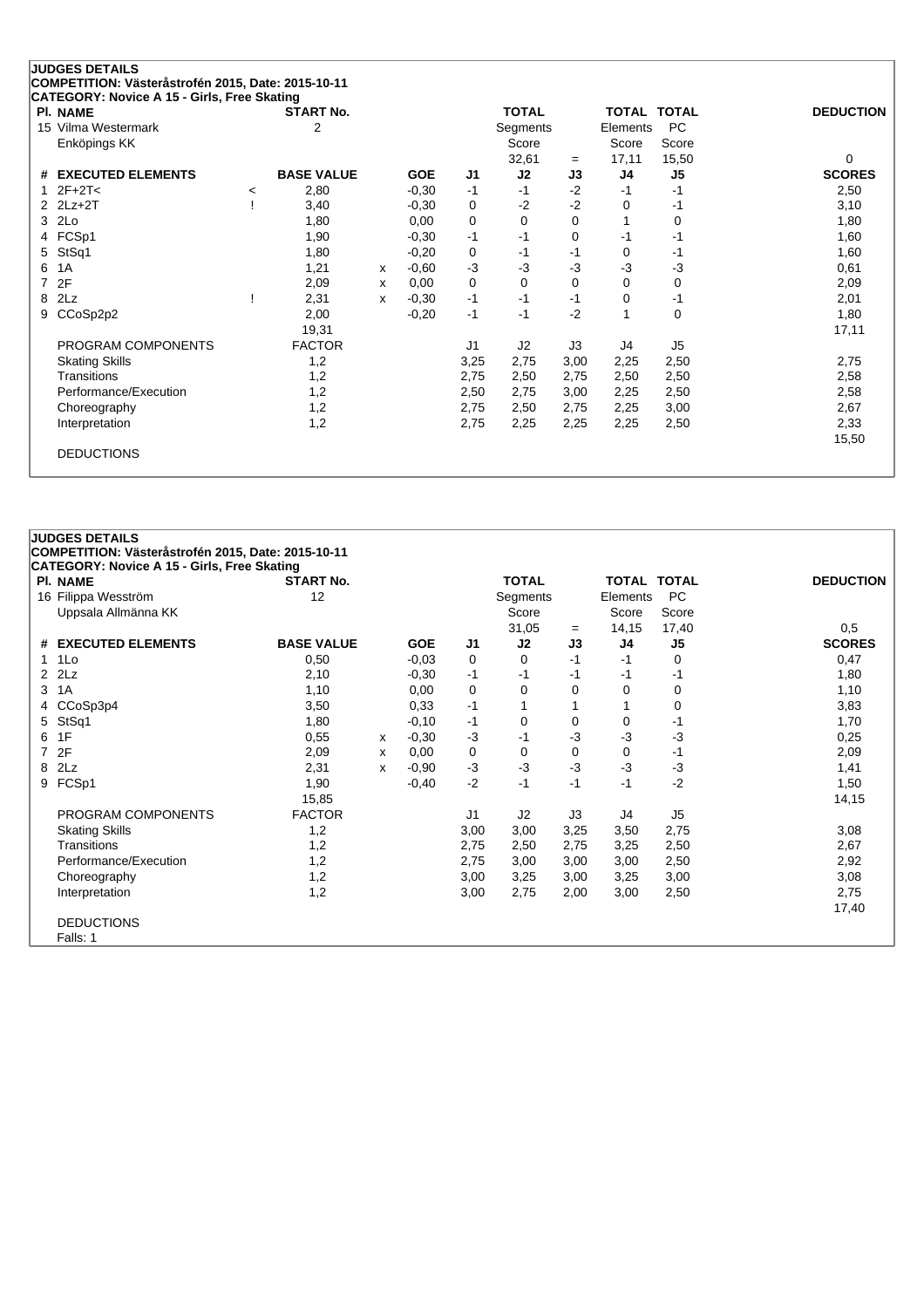**JUDGES DETAILS**

**COMPETITION: Västeråstrofén 2015, Date: 2015-10-11**

**CATEGORY: Novice A 15 - Girls, Free Skating**

| Pl. NAME | START No. | TOTAL Segments Score | = | TOTAL Elements Score | TOTAL PC Score | DEDUCTION |
|---|---|---|---|---|---|---|
| 15 Vilma Westermark<br>Enköpings KK | 2 | 32,61 | = | 17,11 | 15,50 | 0 |

| # | EXECUTED ELEMENTS | | BASE VALUE | | GOE | J1 | J2 | J3 | J4 | J5 | SCORES |
|---|---|---|---|---|---|---|---|---|---|---|---|
| 1 | 2F+2T< | < | 2,80 | | -0,30 | -1 | -1 | -2 | -1 | -1 | 2,50 |
| 2 | 2Lz+2T | ! | 3,40 | | -0,30 | 0 | -2 | -2 | 0 | -1 | 3,10 |
| 3 | 2Lo | | 1,80 | | 0,00 | 0 | 0 | 0 | 1 | 0 | 1,80 |
| 4 | FCSp1 | | 1,90 | | -0,30 | -1 | -1 | 0 | -1 | -1 | 1,60 |
| 5 | StSq1 | | 1,80 | | -0,20 | 0 | -1 | -1 | 0 | -1 | 1,60 |
| 6 | 1A | | 1,21 | x | -0,60 | -3 | -3 | -3 | -3 | -3 | 0,61 |
| 7 | 2F | | 2,09 | x | 0,00 | 0 | 0 | 0 | 0 | 0 | 2,09 |
| 8 | 2Lz | ! | 2,31 | x | -0,30 | -1 | -1 | -1 | 0 | -1 | 2,01 |
| 9 | CCoSp2p2 | | 2,00 | | -0,20 | -1 | -1 | -2 | 1 | 0 | 1,80 |
| | | | 19,31 | | | | | | | | 17,11 |

| PROGRAM COMPONENTS | FACTOR | J1 | J2 | J3 | J4 | J5 | |
|---|---|---|---|---|---|---|---|
| Skating Skills | 1,2 | 3,25 | 2,75 | 3,00 | 2,25 | 2,50 | 2,75 |
| Transitions | 1,2 | 2,75 | 2,50 | 2,75 | 2,50 | 2,50 | 2,58 |
| Performance/Execution | 1,2 | 2,50 | 2,75 | 3,00 | 2,25 | 2,50 | 2,58 |
| Choreography | 1,2 | 2,75 | 2,50 | 2,75 | 2,25 | 3,00 | 2,67 |
| Interpretation | 1,2 | 2,75 | 2,25 | 2,25 | 2,25 | 2,50 | 2,33 |
| | | | | | | | 15,50 |

DEDUCTIONS

---

**JUDGES DETAILS**

**COMPETITION: Västeråstrofén 2015, Date: 2015-10-11**

**CATEGORY: Novice A 15 - Girls, Free Skating**

| Pl. NAME | START No. | TOTAL Segments Score | = | TOTAL Elements Score | TOTAL PC Score | DEDUCTION |
|---|---|---|---|---|---|---|
| 16 Filippa Wesström<br>Uppsala Allmänna KK | 12 | 31,05 | = | 14,15 | 17,40 | 0,5 |

| # | EXECUTED ELEMENTS | BASE VALUE | | GOE | J1 | J2 | J3 | J4 | J5 | SCORES |
|---|---|---|---|---|---|---|---|---|---|---|
| 1 | 1Lo | 0,50 | | -0,03 | 0 | 0 | -1 | -1 | 0 | 0,47 |
| 2 | 2Lz | 2,10 | | -0,30 | -1 | -1 | -1 | -1 | -1 | 1,80 |
| 3 | 1A | 1,10 | | 0,00 | 0 | 0 | 0 | 0 | 0 | 1,10 |
| 4 | CCoSp3p4 | 3,50 | | 0,33 | -1 | 1 | 1 | 1 | 0 | 3,83 |
| 5 | StSq1 | 1,80 | | -0,10 | -1 | 0 | 0 | 0 | -1 | 1,70 |
| 6 | 1F | 0,55 | x | -0,30 | -3 | -1 | -3 | -3 | -3 | 0,25 |
| 7 | 2F | 2,09 | x | 0,00 | 0 | 0 | 0 | 0 | -1 | 2,09 |
| 8 | 2Lz | 2,31 | x | -0,90 | -3 | -3 | -3 | -3 | -3 | 1,41 |
| 9 | FCSp1 | 1,90 | | -0,40 | -2 | -1 | -1 | -1 | -2 | 1,50 |
| | | 15,85 | | | | | | | | 14,15 |

| PROGRAM COMPONENTS | FACTOR | J1 | J2 | J3 | J4 | J5 | |
|---|---|---|---|---|---|---|---|
| Skating Skills | 1,2 | 3,00 | 3,00 | 3,25 | 3,50 | 2,75 | 3,08 |
| Transitions | 1,2 | 2,75 | 2,50 | 2,75 | 3,25 | 2,50 | 2,67 |
| Performance/Execution | 1,2 | 2,75 | 3,00 | 3,00 | 3,00 | 2,50 | 2,92 |
| Choreography | 1,2 | 3,00 | 3,25 | 3,00 | 3,25 | 3,00 | 3,08 |
| Interpretation | 1,2 | 3,00 | 2,75 | 2,00 | 3,00 | 2,50 | 2,75 |
| | | | | | | | 17,40 |

DEDUCTIONS

Falls: 1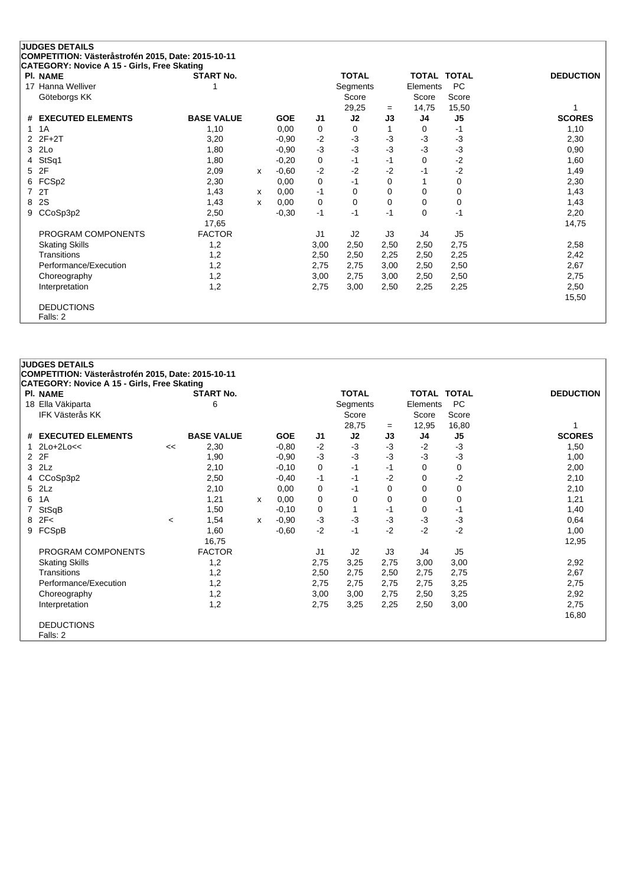**JUDGES DETAILS**

**COMPETITION: Västeråstrofén 2015, Date: 2015-10-11**

**CATEGORY: Novice A 15 - Girls, Free Skating**

| Pl. | NAME | START No. | TOTAL Segments Score | = | TOTAL Elements Score | TOTAL PC Score | DEDUCTION |
|---|---|---|---|---|---|---|---|
| 17 | Hanna Welliver, Göteborgs KK | 1 | 29,25 | = | 14,75 | 15,50 | 1 |

| # | EXECUTED ELEMENTS | | BASE VALUE | | GOE | J1 | J2 | J3 | J4 | J5 | SCORES |
|---|---|---|---|---|---|---|---|---|---|---|---|
| 1 | 1A | | 1,10 | | 0,00 | 0 | 0 | 1 | 0 | -1 | 1,10 |
| 2 | 2F+2T | | 3,20 | | -0,90 | -2 | -3 | -3 | -3 | -3 | 2,30 |
| 3 | 2Lo | | 1,80 | | -0,90 | -3 | -3 | -3 | -3 | -3 | 0,90 |
| 4 | StSq1 | | 1,80 | | -0,20 | 0 | -1 | -1 | 0 | -2 | 1,60 |
| 5 | 2F | | 2,09 | x | -0,60 | -2 | -2 | -2 | -1 | -2 | 1,49 |
| 6 | FCSp2 | | 2,30 | | 0,00 | 0 | -1 | 0 | 1 | 0 | 2,30 |
| 7 | 2T | | 1,43 | x | 0,00 | -1 | 0 | 0 | 0 | 0 | 1,43 |
| 8 | 2S | | 1,43 | x | 0,00 | 0 | 0 | 0 | 0 | 0 | 1,43 |
| 9 | CCoSp3p2 | | 2,50 | | -0,30 | -1 | -1 | -1 | 0 | -1 | 2,20 |
| | | | 17,65 | | | | | | | | 14,75 |
| | PROGRAM COMPONENTS | | FACTOR | | | J1 | J2 | J3 | J4 | J5 | |
| | Skating Skills | | 1,2 | | | 3,00 | 2,50 | 2,50 | 2,50 | 2,75 | 2,58 |
| | Transitions | | 1,2 | | | 2,50 | 2,50 | 2,25 | 2,50 | 2,25 | 2,42 |
| | Performance/Execution | | 1,2 | | | 2,75 | 2,75 | 3,00 | 2,50 | 2,50 | 2,67 |
| | Choreography | | 1,2 | | | 3,00 | 2,75 | 3,00 | 2,50 | 2,50 | 2,75 |
| | Interpretation | | 1,2 | | | 2,75 | 3,00 | 2,50 | 2,25 | 2,25 | 2,50 |
| | | | | | | | | | | | 15,50 |

DEDUCTIONS

Falls: 2

**JUDGES DETAILS**

**COMPETITION: Västeråstrofén 2015, Date: 2015-10-11**

**CATEGORY: Novice A 15 - Girls, Free Skating**

| Pl. | NAME | START No. | TOTAL Segments Score | = | TOTAL Elements Score | TOTAL PC Score | DEDUCTION |
|---|---|---|---|---|---|---|---|
| 18 | Ella Väkiparta, IFK Västerås KK | 6 | 28,75 | = | 12,95 | 16,80 | 1 |

| # | EXECUTED ELEMENTS | | BASE VALUE | | GOE | J1 | J2 | J3 | J4 | J5 | SCORES |
|---|---|---|---|---|---|---|---|---|---|---|---|
| 1 | 2Lo+2Lo<< | << | 2,30 | | -0,80 | -2 | -3 | -3 | -2 | -3 | 1,50 |
| 2 | 2F | | 1,90 | | -0,90 | -3 | -3 | -3 | -3 | -3 | 1,00 |
| 3 | 2Lz | | 2,10 | | -0,10 | 0 | -1 | -1 | 0 | 0 | 2,00 |
| 4 | CCoSp3p2 | | 2,50 | | -0,40 | -1 | -1 | -2 | 0 | -2 | 2,10 |
| 5 | 2Lz | | 2,10 | | 0,00 | 0 | -1 | 0 | 0 | 0 | 2,10 |
| 6 | 1A | | 1,21 | x | 0,00 | 0 | 0 | 0 | 0 | 0 | 1,21 |
| 7 | StSqB | | 1,50 | | -0,10 | 0 | 1 | -1 | 0 | -1 | 1,40 |
| 8 | 2F< | < | 1,54 | x | -0,90 | -3 | -3 | -3 | -3 | -3 | 0,64 |
| 9 | FCSpB | | 1,60 | | -0,60 | -2 | -1 | -2 | -2 | -2 | 1,00 |
| | | | 16,75 | | | | | | | | 12,95 |
| | PROGRAM COMPONENTS | | FACTOR | | | J1 | J2 | J3 | J4 | J5 | |
| | Skating Skills | | 1,2 | | | 2,75 | 3,25 | 2,75 | 3,00 | 3,00 | 2,92 |
| | Transitions | | 1,2 | | | 2,50 | 2,75 | 2,50 | 2,75 | 2,75 | 2,67 |
| | Performance/Execution | | 1,2 | | | 2,75 | 2,75 | 2,75 | 2,75 | 3,25 | 2,75 |
| | Choreography | | 1,2 | | | 3,00 | 3,00 | 2,75 | 2,50 | 3,25 | 2,92 |
| | Interpretation | | 1,2 | | | 2,75 | 3,25 | 2,25 | 2,50 | 3,00 | 2,75 |
| | | | | | | | | | | | 16,80 |

DEDUCTIONS

Falls: 2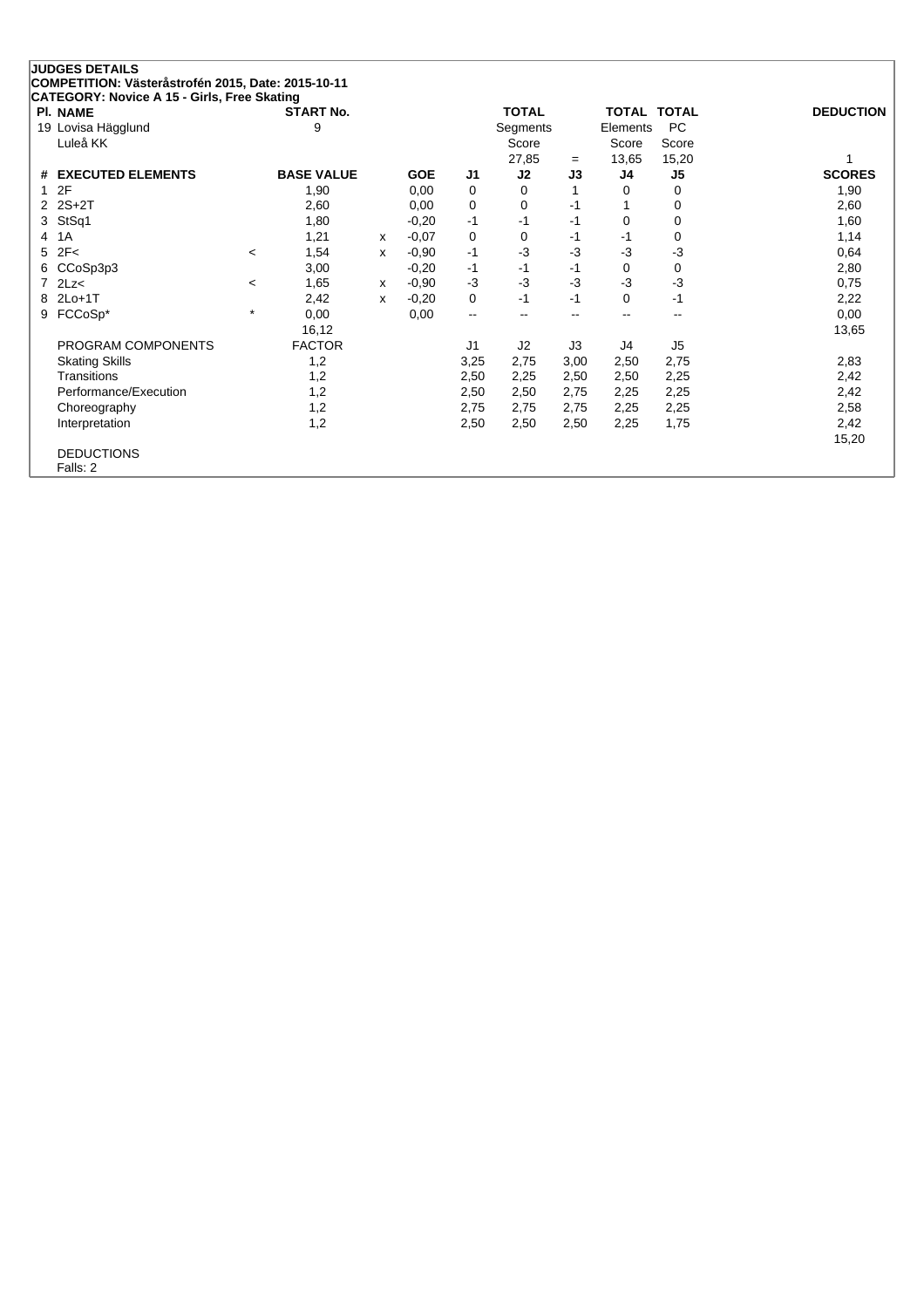**JUDGES DETAILS**
**COMPETITION: Västeråstrofén 2015, Date: 2015-10-11**
**CATEGORY: Novice A 15 - Girls, Free Skating**

| Pl. | NAME | START No. | TOTAL Segments Score | = | TOTAL Elements Score | TOTAL PC Score | DEDUCTION |
|---|---|---|---|---|---|---|---|
| 19 | Lovisa Hägglund<br>Luleå KK | 9 | 27,85 | = | 13,65 | 15,20 | 1 |

| # | EXECUTED ELEMENTS | | BASE VALUE | | GOE | J1 | J2 | J3 | J4 | J5 | SCORES |
|---|---|---|---|---|---|---|---|---|---|---|---|
| 1 | 2F | | 1,90 | | 0,00 | 0 | 0 | 1 | 0 | 0 | 1,90 |
| 2 | 2S+2T | | 2,60 | | 0,00 | 0 | 0 | -1 | 1 | 0 | 2,60 |
| 3 | StSq1 | | 1,80 | | -0,20 | -1 | -1 | -1 | 0 | 0 | 1,60 |
| 4 | 1A | | 1,21 | x | -0,07 | 0 | 0 | -1 | -1 | 0 | 1,14 |
| 5 | 2F< | < | 1,54 | x | -0,90 | -1 | -3 | -3 | -3 | -3 | 0,64 |
| 6 | CCoSp3p3 | | 3,00 | | -0,20 | -1 | -1 | -1 | 0 | 0 | 2,80 |
| 7 | 2Lz< | < | 1,65 | x | -0,90 | -3 | -3 | -3 | -3 | -3 | 0,75 |
| 8 | 2Lo+1T | | 2,42 | x | -0,20 | 0 | -1 | -1 | 0 | -1 | 2,22 |
| 9 | FCCoSp* | * | 0,00 | | 0,00 | -- | -- | -- | -- | -- | 0,00 |
| | | | 16,12 | | | | | | | | 13,65 |

| PROGRAM COMPONENTS | FACTOR | J1 | J2 | J3 | J4 | J5 | |
|---|---|---|---|---|---|---|---|
| Skating Skills | 1,2 | 3,25 | 2,75 | 3,00 | 2,50 | 2,75 | 2,83 |
| Transitions | 1,2 | 2,50 | 2,25 | 2,50 | 2,50 | 2,25 | 2,42 |
| Performance/Execution | 1,2 | 2,50 | 2,50 | 2,75 | 2,25 | 2,25 | 2,42 |
| Choreography | 1,2 | 2,75 | 2,75 | 2,75 | 2,25 | 2,25 | 2,58 |
| Interpretation | 1,2 | 2,50 | 2,50 | 2,50 | 2,25 | 1,75 | 2,42 |
| | | | | | | | 15,20 |

DEDUCTIONS
Falls: 2